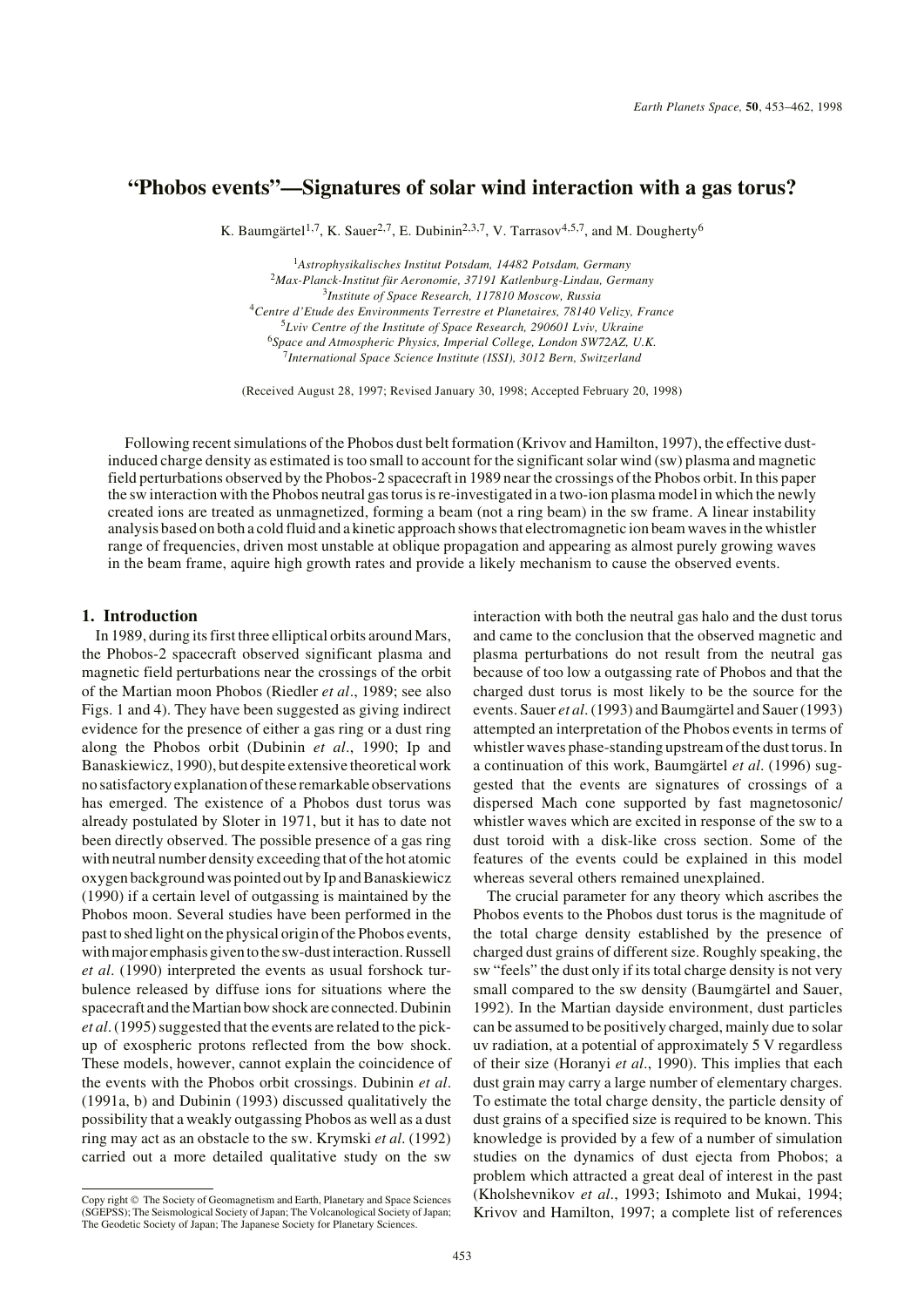# "Phobos events"—Signatures of solar wind interaction with a gas torus?

K. Baumgärtel[1,7], K. Sauer[2,7], E. Dubinin[2,3,7], V. Tarrasov[4,5,7], and M. Dougherty[6]

[1]*Astrophysikalisches Institut Potsdam, 14482 Potsdam, Germany*
[2]*Max-Planck-Institut für Aeronomie, 37191 Katlenburg-Lindau, Germany*
[3]*Institute of Space Research, 117810 Moscow, Russia*
[4]*Centre d'Etude des Environments Terrestre et Planetaires, 78140 Velizy, France*
[5]*Lviv Centre of the Institute of Space Research, 290601 Lviv, Ukraine*
[6]*Space and Atmospheric Physics, Imperial College, London SW72AZ, U.K.*
[7]*International Space Science Institute (ISSI), 3012 Bern, Switzerland*

(Received August 28, 1997; Revised January 30, 1998; Accepted February 20, 1998)

Following recent simulations of the Phobos dust belt formation (Krivov and Hamilton, 1997), the effective dust-induced charge density as estimated is too small to account for the significant solar wind (sw) plasma and magnetic field perturbations observed by the Phobos-2 spacecraft in 1989 near the crossings of the Phobos orbit. In this paper the sw interaction with the Phobos neutral gas torus is re-investigated in a two-ion plasma model in which the newly created ions are treated as unmagnetized, forming a beam (not a ring beam) in the sw frame. A linear instability analysis based on both a cold fluid and a kinetic approach shows that electromagnetic ion beam waves in the whistler range of frequencies, driven most unstable at oblique propagation and appearing as almost purely growing waves in the beam frame, aquire high growth rates and provide a likely mechanism to cause the observed events.

## 1. Introduction

In 1989, during its first three elliptical orbits around Mars, the Phobos-2 spacecraft observed significant plasma and magnetic field perturbations near the crossings of the orbit of the Martian moon Phobos (Riedler *et al*., 1989; see also Figs. 1 and 4). They have been suggested as giving indirect evidence for the presence of either a gas ring or a dust ring along the Phobos orbit (Dubinin *et al*., 1990; Ip and Banaskiewicz, 1990), but despite extensive theoretical work no satisfactory explanation of these remarkable observations has emerged. The existence of a Phobos dust torus was already postulated by Sloter in 1971, but it has to date not been directly observed. The possible presence of a gas ring with neutral number density exceeding that of the hot atomic oxygen background was pointed out by Ip and Banaskiewicz (1990) if a certain level of outgassing is maintained by the Phobos moon. Several studies have been performed in the past to shed light on the physical origin of the Phobos events, with major emphasis given to the sw-dust interaction. Russell *et al*. (1990) interpreted the events as usual forshock turbulence released by diffuse ions for situations where the spacecraft and the Martian bow shock are connected. Dubinin *et al*. (1995) suggested that the events are related to the pick-up of exospheric protons reflected from the bow shock. These models, however, cannot explain the coincidence of the events with the Phobos orbit crossings. Dubinin *et al*. (1991a, b) and Dubinin (1993) discussed qualitatively the possibility that a weakly outgassing Phobos as well as a dust ring may act as an obstacle to the sw. Krymski *et al*. (1992) carried out a more detailed qualitative study on the sw interaction with both the neutral gas halo and the dust torus and came to the conclusion that the observed magnetic and plasma perturbations do not result from the neutral gas because of too low a outgassing rate of Phobos and that the charged dust torus is most likely to be the source for the events. Sauer *et al*. (1993) and Baumgärtel and Sauer (1993) attempted an interpretation of the Phobos events in terms of whistler waves phase-standing upstream of the dust torus. In a continuation of this work, Baumgärtel *et al*. (1996) suggested that the events are signatures of crossings of a dispersed Mach cone supported by fast magnetosonic/whistler waves which are excited in response of the sw to a dust toroid with a disk-like cross section. Some of the features of the events could be explained in this model whereas several others remained unexplained.

The crucial parameter for any theory which ascribes the Phobos events to the Phobos dust torus is the magnitude of the total charge density established by the presence of charged dust grains of different size. Roughly speaking, the sw "feels" the dust only if its total charge density is not very small compared to the sw density (Baumgärtel and Sauer, 1992). In the Martian dayside environment, dust particles can be assumed to be positively charged, mainly due to solar uv radiation, at a potential of approximately 5 V regardless of their size (Horanyi *et al*., 1990). This implies that each dust grain may carry a large number of elementary charges. To estimate the total charge density, the particle density of dust grains of a specified size is required to be known. This knowledge is provided by a few of a number of simulation studies on the dynamics of dust ejecta from Phobos; a problem which attracted a great deal of interest in the past (Kholshevnikov *et al*., 1993; Ishimoto and Mukai, 1994; Krivov and Hamilton, 1997; a complete list of references

Copy right © The Society of Geomagnetism and Earth, Planetary and Space Sciences (SGEPSS); The Seismological Society of Japan; The Volcanological Society of Japan; The Geodetic Society of Japan; The Japanese Society for Planetary Sciences.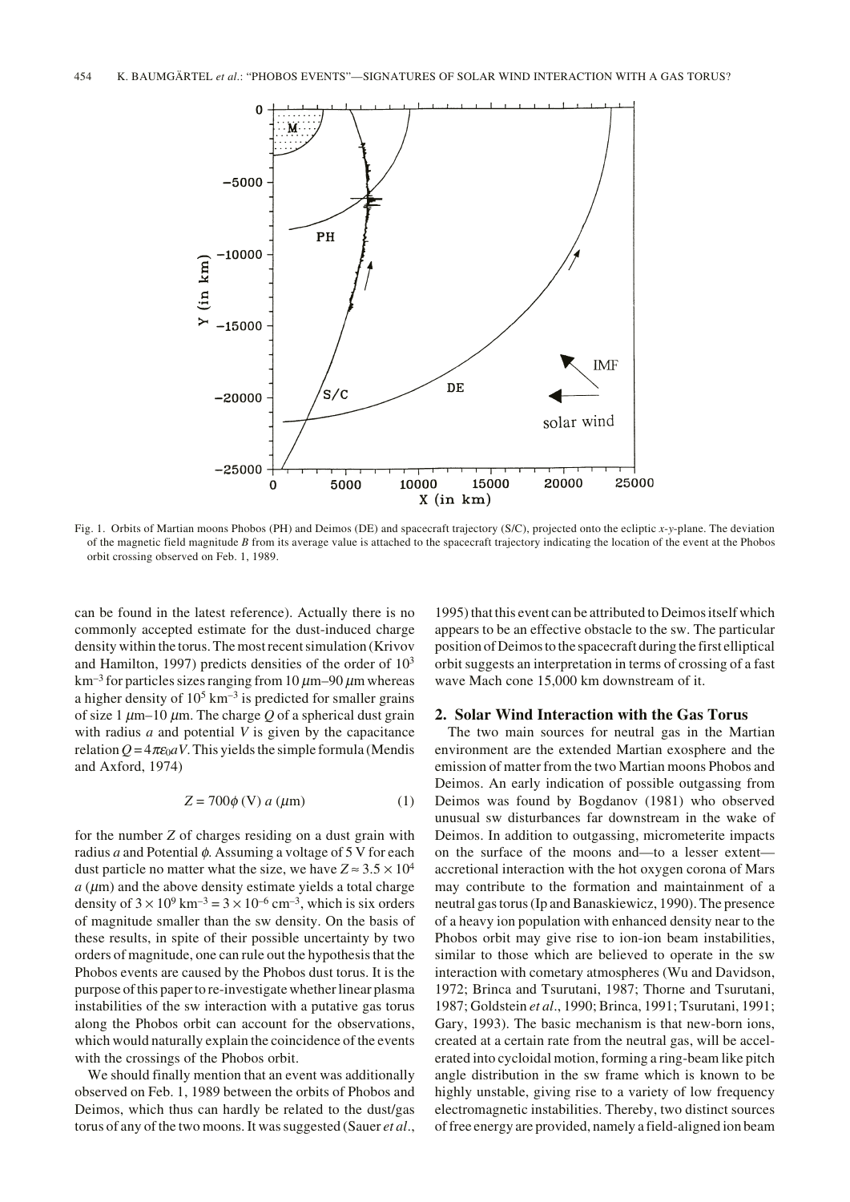0

−5000

−10000

−15000

−20000

−25000

Y (in km)

0 5000 10000 15000 20000 25000

X (in km)

M

PH

S/C

DE

IMF

solar wind

Fig. 1. Orbits of Martian moons Phobos (PH) and Deimos (DE) and spacecraft trajectory (S/C), projected onto the ecliptic $x$-$y$-plane. The deviation of the magnetic field magnitude $B$ from its average value is attached to the spacecraft trajectory indicating the location of the event at the Phobos orbit crossing observed on Feb. 1, 1989.

can be found in the latest reference). Actually there is no commonly accepted estimate for the dust-induced charge density within the torus. The most recent simulation (Krivov and Hamilton, 1997) predicts densities of the order of $10^3$ km$^{-3}$ for particles sizes ranging from 10 $\mu$m–90 $\mu$m whereas a higher density of $10^5$ km$^{-3}$ is predicted for smaller grains of size 1 $\mu$m–10 $\mu$m. The charge $Q$ of a spherical dust grain with radius $a$ and potential $V$ is given by the capacitance relation $Q = 4\pi\varepsilon_0 aV$. This yields the simple formula (Mendis and Axford, 1974)

$$Z = 700\phi\ (\mathrm{V})\ a\ (\mu\mathrm{m}) \tag{1}$$

for the number $Z$ of charges residing on a dust grain with radius $a$ and Potential $\phi$. Assuming a voltage of 5 V for each dust particle no matter what the size, we have $Z \approx 3.5 \times 10^4$ $a$ ($\mu$m) and the above density estimate yields a total charge density of $3 \times 10^9$ km$^{-3}$ = $3 \times 10^{-6}$ cm$^{-3}$, which is six orders of magnitude smaller than the sw density. On the basis of these results, in spite of their possible uncertainty by two orders of magnitude, one can rule out the hypothesis that the Phobos events are caused by the Phobos dust torus. It is the purpose of this paper to re-investigate whether linear plasma instabilities of the sw interaction with a putative gas torus along the Phobos orbit can account for the observations, which would naturally explain the coincidence of the events with the crossings of the Phobos orbit.

We should finally mention that an event was additionally observed on Feb. 1, 1989 between the orbits of Phobos and Deimos, which thus can hardly be related to the dust/gas torus of any of the two moons. It was suggested (Sauer *et al.*, 1995) that this event can be attributed to Deimos itself which appears to be an effective obstacle to the sw. The particular position of Deimos to the spacecraft during the first elliptical orbit suggests an interpretation in terms of crossing of a fast wave Mach cone 15,000 km downstream of it.

## 2. Solar Wind Interaction with the Gas Torus

The two main sources for neutral gas in the Martian environment are the extended Martian exosphere and the emission of matter from the two Martian moons Phobos and Deimos. An early indication of possible outgassing from Deimos was found by Bogdanov (1981) who observed unusual sw disturbances far downstream in the wake of Deimos. In addition to outgassing, micrometerite impacts on the surface of the moons and—to a lesser extent—accretional interaction with the hot oxygen corona of Mars may contribute to the formation and maintainment of a neutral gas torus (Ip and Banaskiewicz, 1990). The presence of a heavy ion population with enhanced density near to the Phobos orbit may give rise to ion-ion beam instabilities, similar to those which are believed to operate in the sw interaction with cometary atmospheres (Wu and Davidson, 1972; Brinca and Tsurutani, 1987; Thorne and Tsurutani, 1987; Goldstein *et al.*, 1990; Brinca, 1991; Tsurutani, 1991; Gary, 1993). The basic mechanism is that new-born ions, created at a certain rate from the neutral gas, will be accelerated into cycloidal motion, forming a ring-beam like pitch angle distribution in the sw frame which is known to be highly unstable, giving rise to a variety of low frequency electromagnetic instabilities. Thereby, two distinct sources of free energy are provided, namely a field-aligned ion beam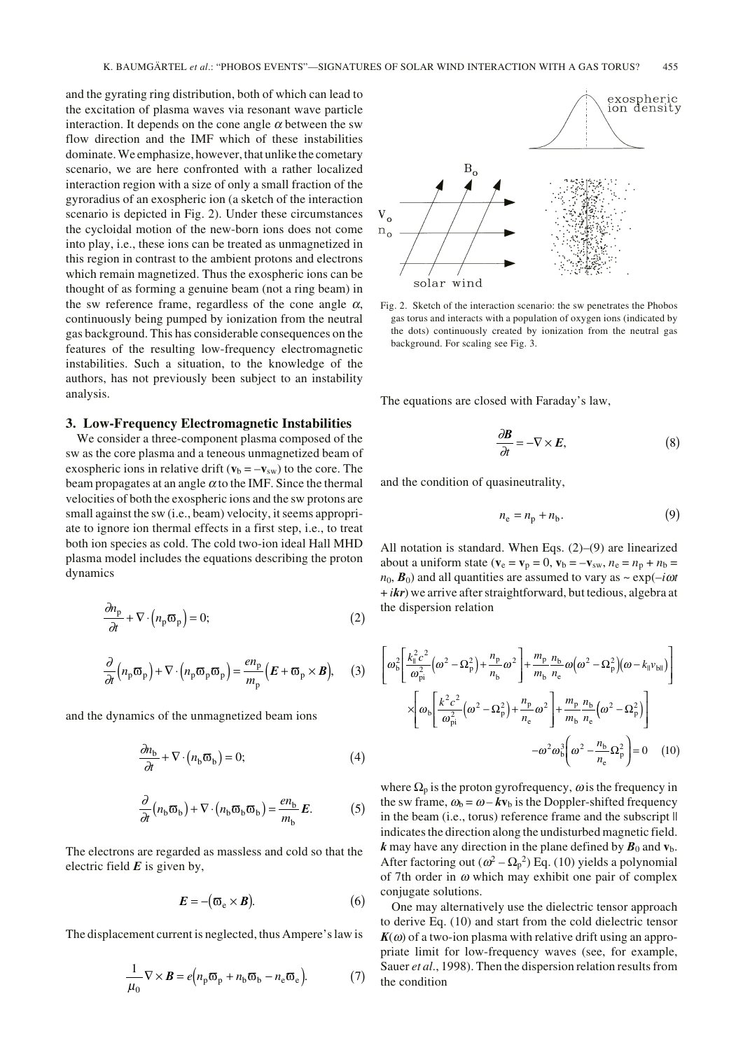and the gyrating ring distribution, both of which can lead to the excitation of plasma waves via resonant wave particle interaction. It depends on the cone angle $\alpha$ between the sw flow direction and the IMF which of these instabilities dominate. We emphasize, however, that unlike the cometary scenario, we are here confronted with a rather localized interaction region with a size of only a small fraction of the gyroradius of an exospheric ion (a sketch of the interaction scenario is depicted in Fig. 2). Under these circumstances the cycloidal motion of the new-born ions does not come into play, i.e., these ions can be treated as unmagnetized in this region in contrast to the ambient protons and electrons which remain magnetized. Thus the exospheric ions can be thought of as forming a genuine beam (not a ring beam) in the sw reference frame, regardless of the cone angle $\alpha$, continuously being pumped by ionization from the neutral gas background. This has considerable consequences on the features of the resulting low-frequency electromagnetic instabilities. Such a situation, to the knowledge of the authors, has not previously been subject to an instability analysis.

Fig. 2. Sketch of the interaction scenario: the sw penetrates the Phobos gas torus and interacts with a population of oxygen ions (indicated by the dots) continuously created by ionization from the neutral gas background. For scaling see Fig. 3.

## 3. Low-Frequency Electromagnetic Instabilities

We consider a three-component plasma composed of the sw as the core plasma and a teneous unmagnetized beam of exospheric ions in relative drift ($\mathbf{v}_b = -\mathbf{v}_{sw}$) to the core. The beam propagates at an angle $\alpha$ to the IMF. Since the thermal velocities of both the exospheric ions and the sw protons are small against the sw (i.e., beam) velocity, it seems appropriate to ignore ion thermal effects in a first step, i.e., to treat both ion species as cold. The cold two-ion ideal Hall MHD plasma model includes the equations describing the proton dynamics

$$\frac{\partial n_p}{\partial t} + \nabla \cdot \left(n_p \boldsymbol{\varpi}_p\right) = 0; \tag{2}$$

$$\frac{\partial}{\partial t}\left(n_p \boldsymbol{\varpi}_p\right) + \nabla \cdot \left(n_p \boldsymbol{\varpi}_p \boldsymbol{\varpi}_p\right) = \frac{e n_p}{m_p}\left(\boldsymbol{E} + \boldsymbol{\varpi}_p \times \boldsymbol{B}\right), \tag{3}$$

and the dynamics of the unmagnetized beam ions

$$\frac{\partial n_b}{\partial t} + \nabla \cdot \left(n_b \boldsymbol{\varpi}_b\right) = 0; \tag{4}$$

$$\frac{\partial}{\partial t}\left(n_b \boldsymbol{\varpi}_b\right) + \nabla \cdot \left(n_b \boldsymbol{\varpi}_b \boldsymbol{\varpi}_b\right) = \frac{e n_b}{m_b}\boldsymbol{E}. \tag{5}$$

The electrons are regarded as massless and cold so that the electric field $\boldsymbol{E}$ is given by,

$$\boldsymbol{E} = -\left(\boldsymbol{\varpi}_e \times \boldsymbol{B}\right). \tag{6}$$

The displacement current is neglected, thus Ampere's law is

$$\frac{1}{\mu_0}\nabla \times \boldsymbol{B} = e\left(n_p \boldsymbol{\varpi}_p + n_b \boldsymbol{\varpi}_b - n_e \boldsymbol{\varpi}_e\right). \tag{7}$$

The equations are closed with Faraday's law,

$$\frac{\partial \boldsymbol{B}}{\partial t} = -\nabla \times \boldsymbol{E}, \tag{8}$$

and the condition of quasineutrality,

$$n_e = n_p + n_b. \tag{9}$$

All notation is standard. When Eqs. (2)–(9) are linearized about a uniform state ($\mathbf{v}_e = \mathbf{v}_p = 0$, $\mathbf{v}_b = -\mathbf{v}_{sw}$, $n_e = n_p + n_b = n_0$, $\boldsymbol{B}_0$) and all quantities are assumed to vary as $\sim \exp(-i\omega t + i\boldsymbol{kr})$ we arrive after straightforward, but tedious, algebra at the dispersion relation

$$\begin{aligned}
&\left[\omega_b^2\left[\frac{k_\parallel^2 c^2}{\omega_{pi}^2}\left(\omega^2 - \Omega_p^2\right) + \frac{n_p}{n_b}\omega^2\right] + \frac{m_p}{m_b}\frac{n_b}{n_e}\omega\left(\omega^2 - \Omega_p^2\right)\left(\omega - k_\parallel v_{b\parallel}\right)\right] \\
&\times\left[\omega_b\left[\frac{k^2 c^2}{\omega_{pi}^2}\left(\omega^2 - \Omega_p^2\right) + \frac{n_p}{n_e}\omega^2\right] + \frac{m_p}{m_b}\frac{n_b}{n_e}\left(\omega^2 - \Omega_p^2\right)\right] \\
&\qquad - \omega^2 \omega_b^3\left(\omega^2 - \frac{n_b}{n_e}\Omega_p^2\right) = 0
\end{aligned} \tag{10}$$

where $\Omega_p$ is the proton gyrofrequency, $\omega$ is the frequency in the sw frame, $\omega_b = \omega - \boldsymbol{k}\mathbf{v}_b$ is the Doppler-shifted frequency in the beam (i.e., torus) reference frame and the subscript $\parallel$ indicates the direction along the undisturbed magnetic field. $\boldsymbol{k}$ may have any direction in the plane defined by $\boldsymbol{B}_0$ and $\mathbf{v}_b$. After factoring out ($\omega^2 - \Omega_p^2$) Eq. (10) yields a polynomial of 7th order in $\omega$ which may exhibit one pair of complex conjugate solutions.

One may alternatively use the dielectric tensor approach to derive Eq. (10) and start from the cold dielectric tensor $\boldsymbol{K}(\omega)$ of a two-ion plasma with relative drift using an appropriate limit for low-frequency waves (see, for example, Sauer *et al.*, 1998). Then the dispersion relation results from the condition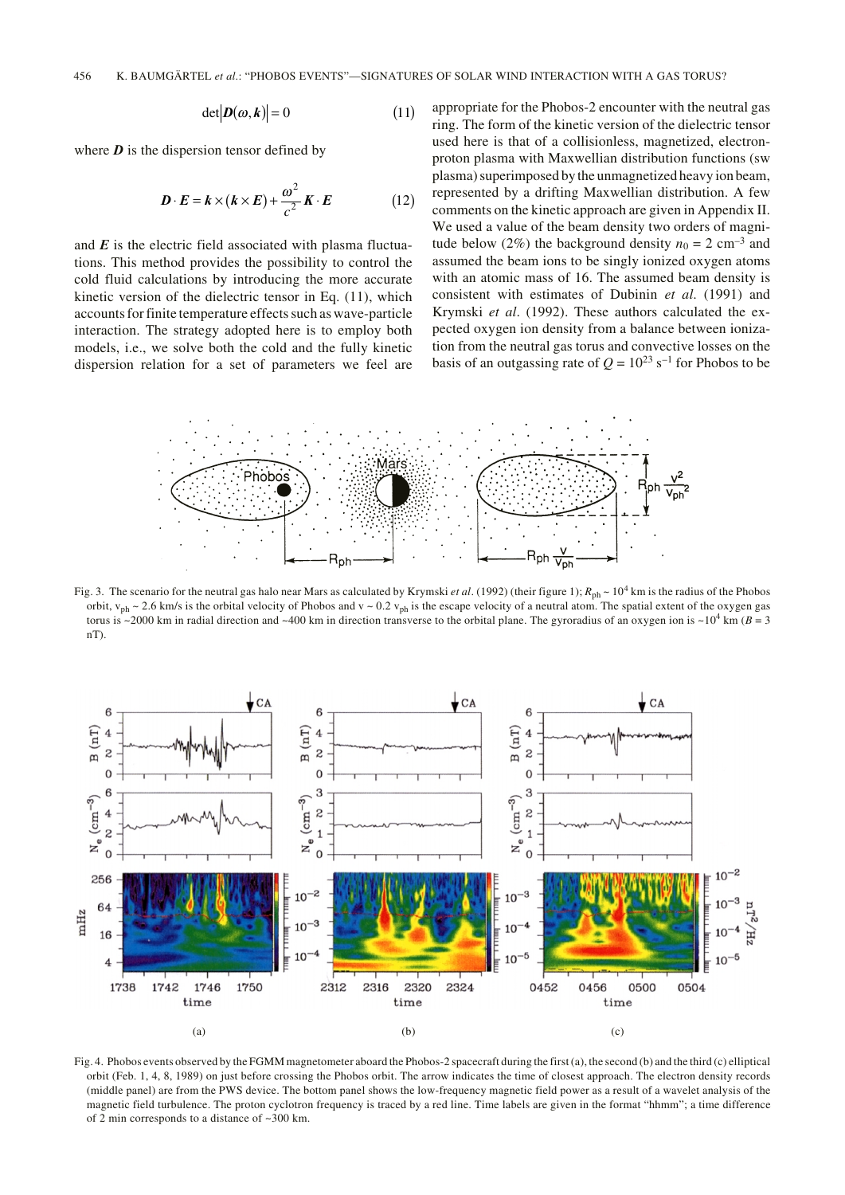$$\det|\boldsymbol{D}(\omega, \boldsymbol{k})| = 0 \tag{11}$$

where $\boldsymbol{D}$ is the dispersion tensor defined by

$$\boldsymbol{D} \cdot \boldsymbol{E} = \boldsymbol{k} \times (\boldsymbol{k} \times \boldsymbol{E}) + \frac{\omega^2}{c^2} \boldsymbol{K} \cdot \boldsymbol{E} \tag{12}$$

and $\boldsymbol{E}$ is the electric field associated with plasma fluctuations. This method provides the possibility to control the cold fluid calculations by introducing the more accurate kinetic version of the dielectric tensor in Eq. (11), which accounts for finite temperature effects such as wave-particle interaction. The strategy adopted here is to employ both models, i.e., we solve both the cold and the fully kinetic dispersion relation for a set of parameters we feel are appropriate for the Phobos-2 encounter with the neutral gas ring. The form of the kinetic version of the dielectric tensor used here is that of a collisionless, magnetized, electron-proton plasma with Maxwellian distribution functions (sw plasma) superimposed by the unmagnetized heavy ion beam, represented by a drifting Maxwellian distribution. A few comments on the kinetic approach are given in Appendix II. We used a value of the beam density two orders of magnitude below (2%) the background density $n_0 = 2$ cm$^{-3}$ and assumed the beam ions to be singly ionized oxygen atoms with an atomic mass of 16. The assumed beam density is consistent with estimates of Dubinin *et al.* (1991) and Krymski *et al.* (1992). These authors calculated the expected oxygen ion density from a balance between ionization from the neutral gas torus and convective losses on the basis of an outgassing rate of $Q = 10^{23}$ s$^{-1}$ for Phobos to be

Fig. 3. The scenario for the neutral gas halo near Mars as calculated by Krymski *et al.* (1992) (their figure 1); $R_{ph} \sim 10^4$ km is the radius of the Phobos orbit, $v_{ph} \sim 2.6$ km/s is the orbital velocity of Phobos and $v \sim 0.2\ v_{ph}$ is the escape velocity of a neutral atom. The spatial extent of the oxygen gas torus is ~2000 km in radial direction and ~400 km in direction transverse to the orbital plane. The gyroradius of an oxygen ion is ~$10^4$ km ($B = 3$ nT).

Fig. 4. Phobos events observed by the FGMM magnetometer aboard the Phobos-2 spacecraft during the first (a), the second (b) and the third (c) elliptical orbit (Feb. 1, 4, 8, 1989) on just before crossing the Phobos orbit. The arrow indicates the time of closest approach. The electron density records (middle panel) are from the PWS device. The bottom panel shows the low-frequency magnetic field power as a result of a wavelet analysis of the magnetic field turbulence. The proton cyclotron frequency is traced by a red line. Time labels are given in the format "hhmm"; a time difference of 2 min corresponds to a distance of ~300 km.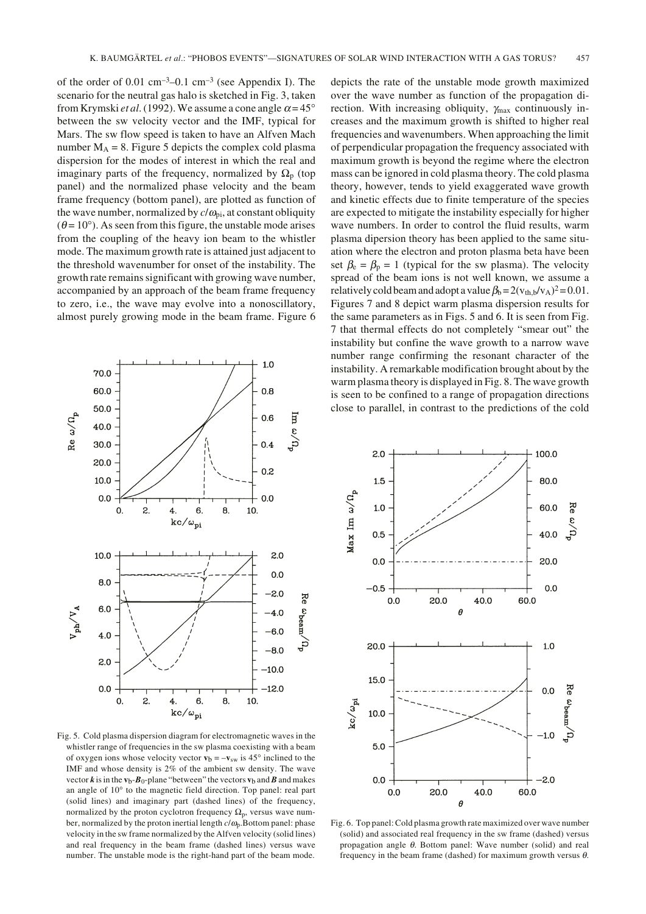of the order of 0.01 cm$^{-3}$–0.1 cm$^{-3}$ (see Appendix I). The scenario for the neutral gas halo is sketched in Fig. 3, taken from Krymski *et al.* (1992). We assume a cone angle $\alpha = 45°$ between the sw velocity vector and the IMF, typical for Mars. The sw flow speed is taken to have an Alfven Mach number $M_A = 8$. Figure 5 depicts the complex cold plasma dispersion for the modes of interest in which the real and imaginary parts of the frequency, normalized by $\Omega_p$ (top panel) and the normalized phase velocity and the beam frame frequency (bottom panel), are plotted as function of the wave number, normalized by $c/\omega_{pi}$, at constant obliquity ($\theta = 10°$). As seen from this figure, the unstable mode arises from the coupling of the heavy ion beam to the whistler mode. The maximum growth rate is attained just adjacent to the threshold wavenumber for onset of the instability. The growth rate remains significant with growing wave number, accompanied by an approach of the beam frame frequency to zero, i.e., the wave may evolve into a nonoscillatory, almost purely growing mode in the beam frame. Figure 6 depicts the rate of the unstable mode growth maximized over the wave number as function of the propagation direction. With increasing obliquity, $\gamma_{max}$ continuously increases and the maximum growth is shifted to higher real frequencies and wavenumbers. When approaching the limit of perpendicular propagation the frequency associated with maximum growth is beyond the regime where the electron mass can be ignored in cold plasma theory. The cold plasma theory, however, tends to yield exaggerated wave growth and kinetic effects due to finite temperature of the species are expected to mitigate the instability especially for higher wave numbers. In order to control the fluid results, warm plasma dipersion theory has been applied to the same situation where the electron and proton plasma beta have been set $\beta_e = \beta_p = 1$ (typical for the sw plasma). The velocity spread of the beam ions is not well known, we assume a relatively cold beam and adopt a value $\beta_b = 2(v_{th,b}/v_A)^2 = 0.01$. Figures 7 and 8 depict warm plasma dispersion results for the same parameters as in Figs. 5 and 6. It is seen from Fig. 7 that thermal effects do not completely "smear out" the instability but confine the wave growth to a narrow wave number range confirming the resonant character of the instability. A remarkable modification brought about by the warm plasma theory is displayed in Fig. 8. The wave growth is seen to be confined to a range of propagation directions close to parallel, in contrast to the predictions of the cold

Fig. 5. Cold plasma dispersion diagram for electromagnetic waves in the whistler range of frequencies in the sw plasma coexisting with a beam of oxygen ions whose velocity vector $\mathbf{v}_b = -\mathbf{v}_{sw}$ is 45° inclined to the IMF and whose density is 2% of the ambient sw density. The wave vector $\boldsymbol{k}$ is in the $\mathbf{v}_b$-$\boldsymbol{B}_0$-plane "between" the vectors $\mathbf{v}_b$ and $\boldsymbol{B}$ and makes an angle of 10° to the magnetic field direction. Top panel: real part (solid lines) and imaginary part (dashed lines) of the frequency, normalized by the proton cyclotron frequency $\Omega_p$, versus wave number, normalized by the proton inertial length $c/\omega_p$. Bottom panel: phase velocity in the sw frame normalized by the Alfven velocity (solid lines) and real frequency in the beam frame (dashed lines) versus wave number. The unstable mode is the right-hand part of the beam mode.

Fig. 6. Top panel: Cold plasma growth rate maximized over wave number (solid) and associated real frequency in the sw frame (dashed) versus propagation angle $\theta$. Bottom panel: Wave number (solid) and real frequency in the beam frame (dashed) for maximum growth versus $\theta$.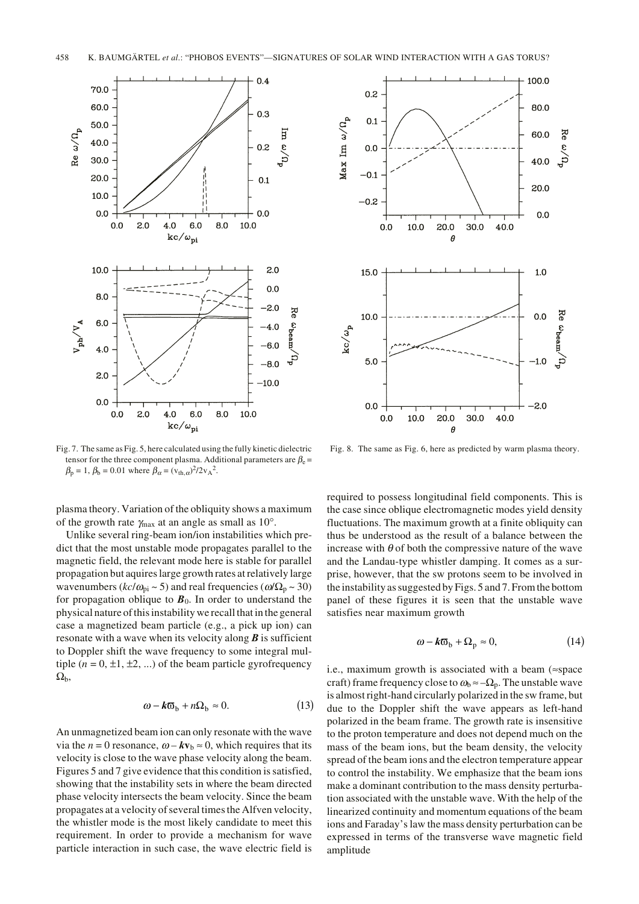Fig. 7. The same as Fig. 5, here calculated using the fully kinetic dielectric tensor for the three component plasma. Additional parameters are $\beta_e = \beta_p = 1$, $\beta_b = 0.01$ where $\beta_\alpha = (v_{th,\alpha})^2/2v_A{}^2$.

Fig. 8. The same as Fig. 6, here as predicted by warm plasma theory.

plasma theory. Variation of the obliquity shows a maximum of the growth rate $\gamma_{max}$ at an angle as small as 10°.

Unlike several ring-beam ion/ion instabilities which predict that the most unstable mode propagates parallel to the magnetic field, the relevant mode here is stable for parallel propagation but aquires large growth rates at relatively large wavenumbers ($kc/\omega_{pi} \sim 5$) and real frequencies ($\omega/\Omega_p \sim 30$) for propagation oblique to $\boldsymbol{B}_0$. In order to understand the physical nature of this instability we recall that in the general case a magnetized beam particle (e.g., a pick up ion) can resonate with a wave when its velocity along $\boldsymbol{B}$ is sufficient to Doppler shift the wave frequency to some integral multiple ($n = 0, \pm 1, \pm 2, ...$) of the beam particle gyrofrequency $\Omega_b$,

$$\omega - \boldsymbol{k}\boldsymbol{\varpi}_b + n\Omega_b \approx 0. \tag{13}$$

An unmagnetized beam ion can only resonate with the wave via the $n = 0$ resonance, $\omega - \boldsymbol{k}\boldsymbol{v}_b \approx 0$, which requires that its velocity is close to the wave phase velocity along the beam. Figures 5 and 7 give evidence that this condition is satisfied, showing that the instability sets in where the beam directed phase velocity intersects the beam velocity. Since the beam propagates at a velocity of several times the Alfven velocity, the whistler mode is the most likely candidate to meet this requirement. In order to provide a mechanism for wave particle interaction in such case, the wave electric field is required to possess longitudinal field components. This is the case since oblique electromagnetic modes yield density fluctuations. The maximum growth at a finite obliquity can thus be understood as the result of a balance between the increase with $\theta$ of both the compressive nature of the wave and the Landau-type whistler damping. It comes as a surprise, however, that the sw protons seem to be involved in the instability as suggested by Figs. 5 and 7. From the bottom panel of these figures it is seen that the unstable wave satisfies near maximum growth

$$\omega - \boldsymbol{k}\boldsymbol{\varpi}_b + \Omega_p \approx 0, \tag{14}$$

i.e., maximum growth is associated with a beam (≈space craft) frame frequency close to $\omega_b \approx -\Omega_p$. The unstable wave is almost right-hand circularly polarized in the sw frame, but due to the Doppler shift the wave appears as left-hand polarized in the beam frame. The growth rate is insensitive to the proton temperature and does not depend much on the mass of the beam ions, but the beam density, the velocity spread of the beam ions and the electron temperature appear to control the instability. We emphasize that the beam ions make a dominant contribution to the mass density perturbation associated with the unstable wave. With the help of the linearized continuity and momentum equations of the beam ions and Faraday's law the mass density perturbation can be expressed in terms of the transverse wave magnetic field amplitude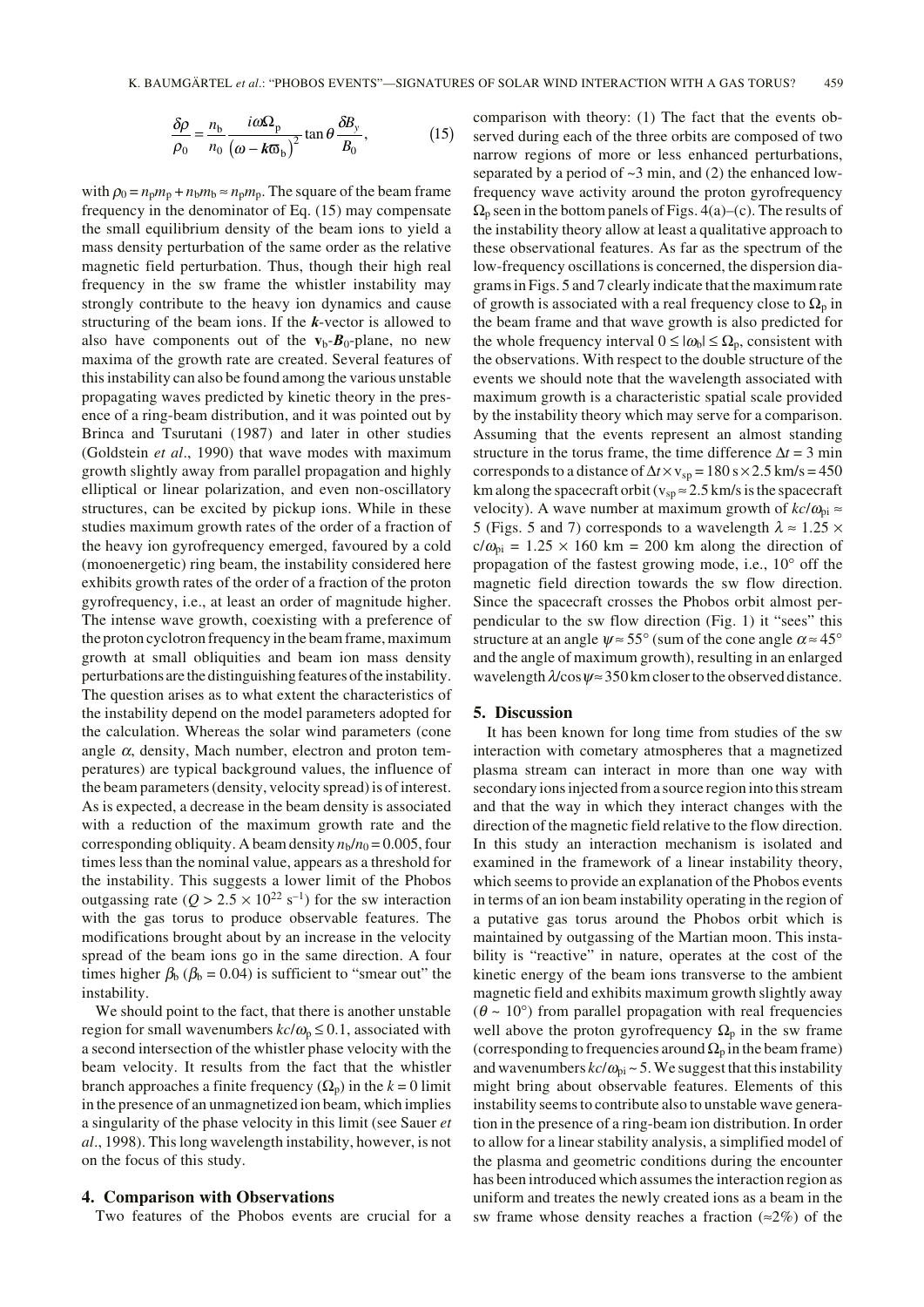$$\frac{\delta\rho}{\rho_0} = \frac{n_b}{n_0}\frac{i\omega\Omega_p}{\left(\omega - \boldsymbol{k}\boldsymbol{\varpi}_b\right)^2}\tan\theta\frac{\delta B_y}{B_0}, \tag{15}$$

with $\rho_0 = n_p m_p + n_b m_b \approx n_p m_p$. The square of the beam frame frequency in the denominator of Eq. (15) may compensate the small equilibrium density of the beam ions to yield a mass density perturbation of the same order as the relative magnetic field perturbation. Thus, though their high real frequency in the sw frame the whistler instability may strongly contribute to the heavy ion dynamics and cause structuring of the beam ions. If the $\boldsymbol{k}$-vector is allowed to also have components out of the $\mathbf{v}_b$-$\boldsymbol{B}_0$-plane, no new maxima of the growth rate are created. Several features of this instability can also be found among the various unstable propagating waves predicted by kinetic theory in the presence of a ring-beam distribution, and it was pointed out by Brinca and Tsurutani (1987) and later in other studies (Goldstein *et al*., 1990) that wave modes with maximum growth slightly away from parallel propagation and highly elliptical or linear polarization, and even non-oscillatory structures, can be excited by pickup ions. While in these studies maximum growth rates of the order of a fraction of the heavy ion gyrofrequency emerged, favoured by a cold (monoenergetic) ring beam, the instability considered here exhibits growth rates of the order of a fraction of the proton gyrofrequency, i.e., at least an order of magnitude higher. The intense wave growth, coexisting with a preference of the proton cyclotron frequency in the beam frame, maximum growth at small obliquities and beam ion mass density perturbations are the distinguishing features of the instability. The question arises as to what extent the characteristics of the instability depend on the model parameters adopted for the calculation. Whereas the solar wind parameters (cone angle $\alpha$, density, Mach number, electron and proton temperatures) are typical background values, the influence of the beam parameters (density, velocity spread) is of interest. As is expected, a decrease in the beam density is associated with a reduction of the maximum growth rate and the corresponding obliquity. A beam density $n_b/n_0 = 0.005$, four times less than the nominal value, appears as a threshold for the instability. This suggests a lower limit of the Phobos outgassing rate ($Q > 2.5 \times 10^{22}$ s$^{-1}$) for the sw interaction with the gas torus to produce observable features. The modifications brought about by an increase in the velocity spread of the beam ions go in the same direction. A four times higher $\beta_b$ ($\beta_b = 0.04$) is sufficient to "smear out" the instability.

We should point to the fact, that there is another unstable region for small wavenumbers $kc/\omega_p \leq 0.1$, associated with a second intersection of the whistler phase velocity with the beam velocity. It results from the fact that the whistler branch approaches a finite frequency ($\Omega_p$) in the $k = 0$ limit in the presence of an unmagnetized ion beam, which implies a singularity of the phase velocity in this limit (see Sauer *et al*., 1998). This long wavelength instability, however, is not on the focus of this study.

## 4. Comparison with Observations

Two features of the Phobos events are crucial for a comparison with theory: (1) The fact that the events observed during each of the three orbits are composed of two narrow regions of more or less enhanced perturbations, separated by a period of ~3 min, and (2) the enhanced low-frequency wave activity around the proton gyrofrequency $\Omega_p$ seen in the bottom panels of Figs. 4(a)–(c). The results of the instability theory allow at least a qualitative approach to these observational features. As far as the spectrum of the low-frequency oscillations is concerned, the dispersion diagrams in Figs. 5 and 7 clearly indicate that the maximum rate of growth is associated with a real frequency close to $\Omega_p$ in the beam frame and that wave growth is also predicted for the whole frequency interval $0 \leq |\omega_b| \leq \Omega_p$, consistent with the observations. With respect to the double structure of the events we should note that the wavelength associated with maximum growth is a characteristic spatial scale provided by the instability theory which may serve for a comparison. Assuming that the events represent an almost standing structure in the torus frame, the time difference $\Delta t = 3$ min corresponds to a distance of $\Delta t \times v_{sp} = 180\ \text{s} \times 2.5\ \text{km/s} = 450$ km along the spacecraft orbit ($v_{sp} \approx 2.5$ km/s is the spacecraft velocity). A wave number at maximum growth of $kc/\omega_{pi} \approx 5$ (Figs. 5 and 7) corresponds to a wavelength $\lambda \approx 1.25 \times c/\omega_{pi} = 1.25 \times 160$ km $= 200$ km along the direction of propagation of the fastest growing mode, i.e., 10° off the magnetic field direction towards the sw flow direction. Since the spacecraft crosses the Phobos orbit almost perpendicular to the sw flow direction (Fig. 1) it "sees" this structure at an angle $\psi \approx 55°$ (sum of the cone angle $\alpha \approx 45°$ and the angle of maximum growth), resulting in an enlarged wavelength $\lambda/\cos\psi \approx 350$ km closer to the observed distance.

## 5. Discussion

It has been known for long time from studies of the sw interaction with cometary atmospheres that a magnetized plasma stream can interact in more than one way with secondary ions injected from a source region into this stream and that the way in which they interact changes with the direction of the magnetic field relative to the flow direction. In this study an interaction mechanism is isolated and examined in the framework of a linear instability theory, which seems to provide an explanation of the Phobos events in terms of an ion beam instability operating in the region of a putative gas torus around the Phobos orbit which is maintained by outgassing of the Martian moon. This instability is "reactive" in nature, operates at the cost of the kinetic energy of the beam ions transverse to the ambient magnetic field and exhibits maximum growth slightly away ($\theta \sim 10°$) from parallel propagation with real frequencies well above the proton gyrofrequency $\Omega_p$ in the sw frame (corresponding to frequencies around $\Omega_p$ in the beam frame) and wavenumbers $kc/\omega_{pi} \sim 5$. We suggest that this instability might bring about observable features. Elements of this instability seems to contribute also to unstable wave generation in the presence of a ring-beam ion distribution. In order to allow for a linear stability analysis, a simplified model of the plasma and geometric conditions during the encounter has been introduced which assumes the interaction region as uniform and treats the newly created ions as a beam in the sw frame whose density reaches a fraction (≈2%) of the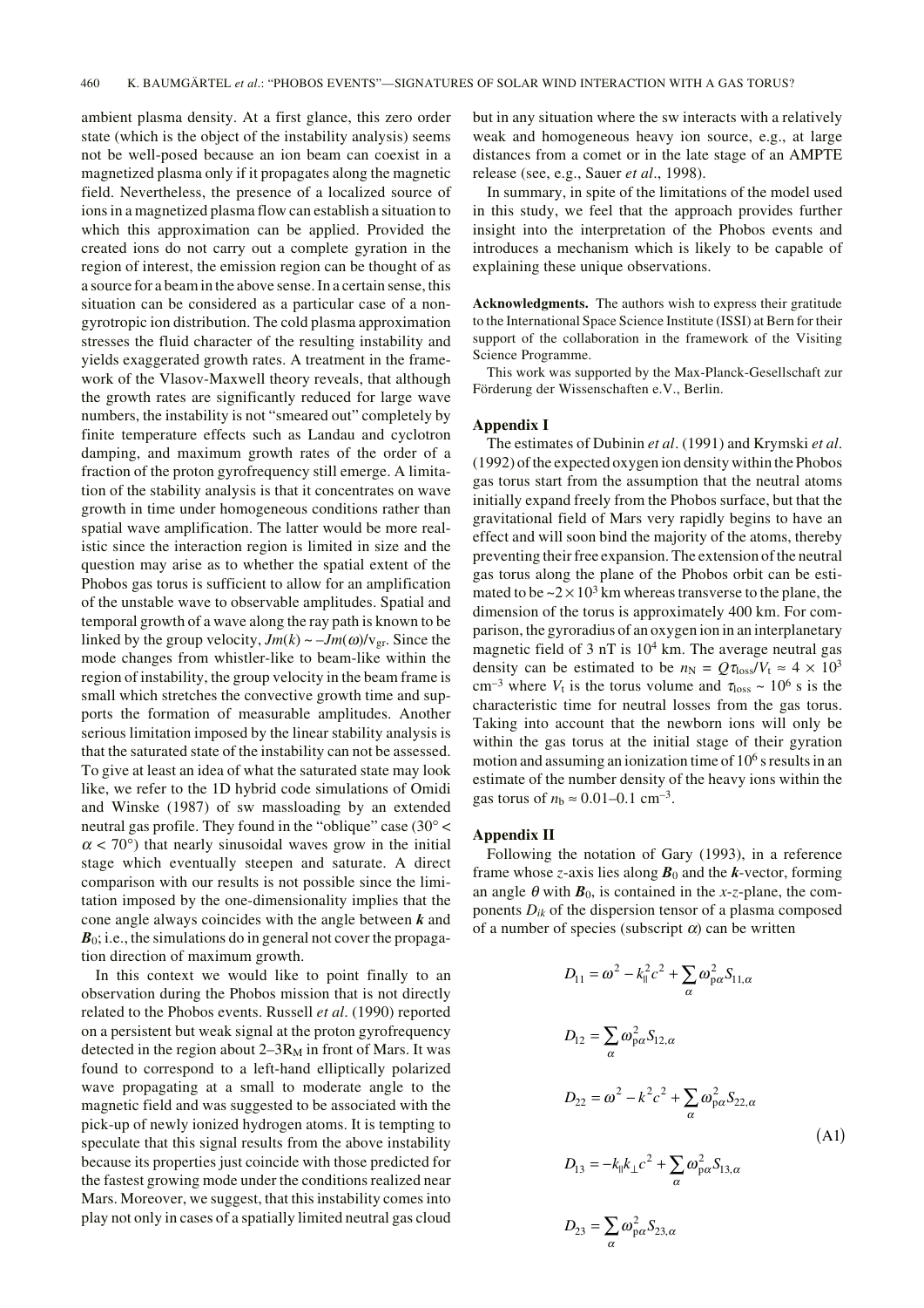ambient plasma density. At a first glance, this zero order state (which is the object of the instability analysis) seems not be well-posed because an ion beam can coexist in a magnetized plasma only if it propagates along the magnetic field. Nevertheless, the presence of a localized source of ions in a magnetized plasma flow can establish a situation to which this approximation can be applied. Provided the created ions do not carry out a complete gyration in the region of interest, the emission region can be thought of as a source for a beam in the above sense. In a certain sense, this situation can be considered as a particular case of a non-gyrotropic ion distribution. The cold plasma approximation stresses the fluid character of the resulting instability and yields exaggerated growth rates. A treatment in the framework of the Vlasov-Maxwell theory reveals, that although the growth rates are significantly reduced for large wave numbers, the instability is not "smeared out" completely by finite temperature effects such as Landau and cyclotron damping, and maximum growth rates of the order of a fraction of the proton gyrofrequency still emerge. A limitation of the stability analysis is that it concentrates on wave growth in time under homogeneous conditions rather than spatial wave amplification. The latter would be more realistic since the interaction region is limited in size and the question may arise as to whether the spatial extent of the Phobos gas torus is sufficient to allow for an amplification of the unstable wave to observable amplitudes. Spatial and temporal growth of a wave along the ray path is known to be linked by the group velocity, $Jm(k) \sim -Jm(\omega)/v_{gr}$. Since the mode changes from whistler-like to beam-like within the region of instability, the group velocity in the beam frame is small which stretches the convective growth time and supports the formation of measurable amplitudes. Another serious limitation imposed by the linear stability analysis is that the saturated state of the instability can not be assessed. To give at least an idea of what the saturated state may look like, we refer to the 1D hybrid code simulations of Omidi and Winske (1987) of sw massloading by an extended neutral gas profile. They found in the "oblique" case ($30° < \alpha < 70°$) that nearly sinusoidal waves grow in the initial stage which eventually steepen and saturate. A direct comparison with our results is not possible since the limitation imposed by the one-dimensionality implies that the cone angle always coincides with the angle between $\boldsymbol{k}$ and $\boldsymbol{B}_0$; i.e., the simulations do in general not cover the propagation direction of maximum growth.

In this context we would like to point finally to an observation during the Phobos mission that is not directly related to the Phobos events. Russell *et al*. (1990) reported on a persistent but weak signal at the proton gyrofrequency detected in the region about 2–3$R_M$ in front of Mars. It was found to correspond to a left-hand elliptically polarized wave propagating at a small to moderate angle to the magnetic field and was suggested to be associated with the pick-up of newly ionized hydrogen atoms. It is tempting to speculate that this signal results from the above instability because its properties just coincide with those predicted for the fastest growing mode under the conditions realized near Mars. Moreover, we suggest, that this instability comes into play not only in cases of a spatially limited neutral gas cloud but in any situation where the sw interacts with a relatively weak and homogeneous heavy ion source, e.g., at large distances from a comet or in the late stage of an AMPTE release (see, e.g., Sauer *et al*., 1998).

In summary, in spite of the limitations of the model used in this study, we feel that the approach provides further insight into the interpretation of the Phobos events and introduces a mechanism which is likely to be capable of explaining these unique observations.

**Acknowledgments.** The authors wish to express their gratitude to the International Space Science Institute (ISSI) at Bern for their support of the collaboration in the framework of the Visiting Science Programme.

This work was supported by the Max-Planck-Gesellschaft zur Förderung der Wissenschaften e.V., Berlin.

## Appendix I

The estimates of Dubinin *et al*. (1991) and Krymski *et al*. (1992) of the expected oxygen ion density within the Phobos gas torus start from the assumption that the neutral atoms initially expand freely from the Phobos surface, but that the gravitational field of Mars very rapidly begins to have an effect and will soon bind the majority of the atoms, thereby preventing their free expansion. The extension of the neutral gas torus along the plane of the Phobos orbit can be estimated to be $\sim 2 \times 10^3$ km whereas transverse to the plane, the dimension of the torus is approximately 400 km. For comparison, the gyroradius of an oxygen ion in an interplanetary magnetic field of 3 nT is $10^4$ km. The average neutral gas density can be estimated to be $n_N = Q\tau_{loss}/V_t \approx 4 \times 10^3$ cm$^{-3}$ where $V_t$ is the torus volume and $\tau_{loss} \sim 10^6$ s is the characteristic time for neutral losses from the gas torus. Taking into account that the newborn ions will only be within the gas torus at the initial stage of their gyration motion and assuming an ionization time of $10^6$ s results in an estimate of the number density of the heavy ions within the gas torus of $n_b \approx 0.01$–$0.1$ cm$^{-3}$.

## Appendix II

Following the notation of Gary (1993), in a reference frame whose $z$-axis lies along $\boldsymbol{B}_0$ and the $\boldsymbol{k}$-vector, forming an angle $\theta$ with $\boldsymbol{B}_0$, is contained in the $x$-$z$-plane, the components $D_{ik}$ of the dispersion tensor of a plasma composed of a number of species (subscript $\alpha$) can be written

$$
\begin{aligned}
D_{11} &= \omega^2 - k_\parallel^2 c^2 + \sum_\alpha \omega_{p\alpha}^2 S_{11,\alpha} \\
D_{12} &= \sum_\alpha \omega_{p\alpha}^2 S_{12,\alpha} \\
D_{22} &= \omega^2 - k^2 c^2 + \sum_\alpha \omega_{p\alpha}^2 S_{22,\alpha} \\
D_{13} &= -k_\parallel k_\perp c^2 + \sum_\alpha \omega_{p\alpha}^2 S_{13,\alpha} \\
D_{23} &= \sum_\alpha \omega_{p\alpha}^2 S_{23,\alpha}
\end{aligned}
\tag{A1}
$$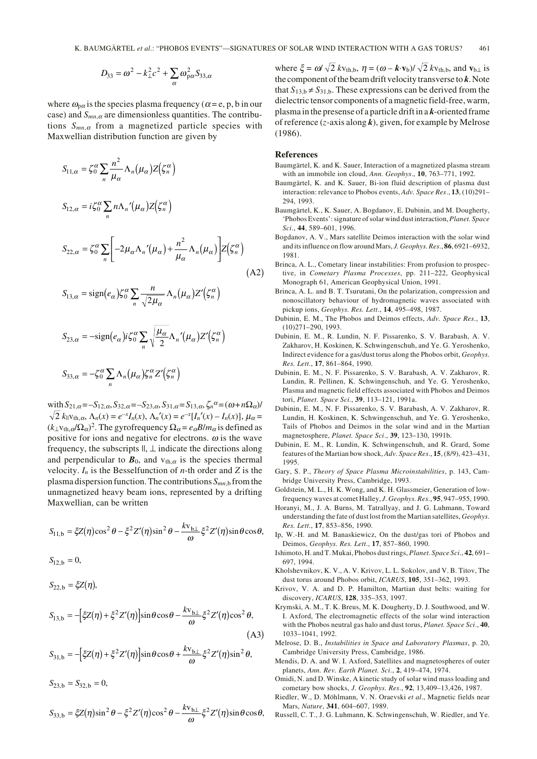$$D_{33} = \omega^2 - k_\perp^2 c^2 + \sum_\alpha \omega_{p\alpha}^2 S_{33,\alpha}$$

where $\omega_{p\alpha}$ is the species plasma frequency ($\alpha$ = e, p, b in our case) and $S_{mn,\alpha}$ are dimensionless quantities. The contributions $S_{mn,\alpha}$ from a magnetized particle species with Maxwellian distribution function are given by

$$
\begin{aligned}
S_{11,\alpha} &= \zeta_0^\alpha \sum_n \frac{n^2}{\mu_\alpha} \Lambda_n(\mu_\alpha) Z(\zeta_n^\alpha) \\
S_{12,\alpha} &= i\zeta_0^\alpha \sum_n n\Lambda_n'(\mu_\alpha) Z(\zeta_n^\alpha) \\
S_{22,\alpha} &= \zeta_0^\alpha \sum_n \left[ -2\mu_\alpha \Lambda_n'(\mu_\alpha) + \frac{n^2}{\mu_\alpha} \Lambda_n(\mu_\alpha) \right] Z(\zeta_n^\alpha) \\
S_{13,\alpha} &= \mathrm{sign}(e_\alpha) \zeta_0^\alpha \sum_n \frac{n}{\sqrt{2\mu_\alpha}} \Lambda_n(\mu_\alpha) Z'(\zeta_n^\alpha) \\
S_{23,\alpha} &= -\mathrm{sign}(e_\alpha) i\zeta_0^\alpha \sum_n \sqrt{\frac{\mu_\alpha}{2}} \Lambda_n'(\mu_\alpha) Z'(\zeta_n^\alpha) \\
S_{33,\alpha} &= -\zeta_0^\alpha \sum_n \Lambda_n(\mu_\alpha) \zeta_n^\alpha Z'(\zeta_n^\alpha)
\end{aligned}
\tag{A2}
$$

with $S_{21,\alpha} = -S_{12,\alpha}$, $S_{32,\alpha} = -S_{23,\alpha}$, $S_{31,\alpha} = S_{13,\alpha}$, $\zeta_n^\alpha = (\omega + n\Omega_\alpha)/\sqrt{2}\, k_\parallel v_{th,\alpha}$, $\Lambda_n(x) = e^{-x} I_n(x)$, $\Lambda_n'(x) = e^{-x}[I_n'(x) - I_n(x)]$, $\mu_\alpha = (k_\perp v_{th,\alpha}/\Omega_\alpha)^2$. The gyrofrequency $\Omega_\alpha = e_\alpha B/m_\alpha$ is defined as positive for ions and negative for electrons. $\omega$ is the wave frequency, the subscripts $\parallel$, $\perp$ indicate the directions along and perpendicular to $\boldsymbol{B}_0$, and $v_{th,\alpha}$ is the species thermal velocity. $I_n$ is the Besselfunction of $n$-th order and $Z$ is the plasma dispersion function. The contributions $S_{mn,b}$ from the unmagnetized heavy beam ions, represented by a drifting Maxwellian, can be written

$$
\begin{aligned}
S_{11,b} &= \xi Z(\eta)\cos^2\theta - \xi^2 Z'(\eta)\sin^2\theta - \frac{k v_{b\perp}}{\omega} \xi^2 Z'(\eta)\sin\theta\cos\theta, \\
S_{12,b} &= 0, \\
S_{22,b} &= \xi Z(\eta), \\
S_{13,b} &= -\left[\xi Z(\eta) + \xi^2 Z'(\eta)\right]\sin\theta\cos\theta - \frac{k v_{b\perp}}{\omega} \xi^2 Z'(\eta)\cos^2\theta, \\
S_{31,b} &= -\left[\xi Z(\eta) + \xi^2 Z'(\eta)\right]\sin\theta\cos\theta + \frac{k v_{b\perp}}{\omega} \xi^2 Z'(\eta)\sin^2\theta, \\
S_{23,b} &= S_{32,b} = 0, \\
S_{33,b} &= \xi Z(\eta)\sin^2\theta - \xi^2 Z'(\eta)\cos^2\theta - \frac{k v_{b\perp}}{\omega} \xi^2 Z'(\eta)\sin\theta\cos\theta,
\end{aligned}
\tag{A3}
$$

where $\xi = \omega/\sqrt{2}\, k v_{th,b}$, $\eta = (\omega - \boldsymbol{k}\cdot\mathbf{v}_b)/\sqrt{2}\, k v_{th,b}$, and $\mathbf{v}_{b\perp}$ is the component of the beam drift velocity transverse to $\boldsymbol{k}$. Note that $S_{13,b} \neq S_{31,b}$. These expressions can be derived from the dielectric tensor components of a magnetic field-free, warm, plasma in the presense of a particle drift in a $\boldsymbol{k}$-oriented frame of reference ($z$-axis along $\boldsymbol{k}$), given, for example by Melrose (1986).

## References

Baumgärtel, K. and K. Sauer, Interaction of a magnetized plasma stream with an immobile ion cloud, *Ann. Geophys*., **10**, 763–771, 1992.

Baumgärtel, K. and K. Sauer, Bi-ion fluid description of plasma dust interaction: relevance to Phobos events, *Adv. Space Res*., **13**, (10)291–294, 1993.

Baumgärtel, K., K. Sauer, A. Bogdanov, E. Dubinin, and M. Dougherty, 'Phobos Events': signature of solar wind dust interaction, *Planet. Space Sci*., **44**, 589–601, 1996.

Bogdanov, A. V., Mars satellite Deimos interaction with the solar wind and its influence on flow around Mars, *J. Geophys. Res*., **86**, 6921–6932, 1981.

Brinca, A. L., Cometary linear instabilities: From profusion to prospective, in *Cometary Plasma Processes*, pp. 211–222, Geophysical Monograph 61, American Geophysical Union, 1991.

Brinca, A. L. and B. T. Tsurutani, On the polarization, compression and nonoscillatory behaviour of hydromagnetic waves associated with pickup ions, *Geophys. Res. Lett*., **14**, 495–498, 1987.

Dubinin, E. M., The Phobos and Deimos effects, *Adv. Space Res*., **13**, (10)271–290, 1993.

Dubinin, E. M., R. Lundin, N. F. Pissarenko, S. V. Barabash, A. V. Zakharov, H. Koskinen, K. Schwingenschuh, and Ye. G. Yeroshenko, Indirect evidence for a gas/dust torus along the Phobos orbit, *Geophys. Res. Lett*., **17**, 861–864, 1990.

Dubinin, E. M., N. F. Pissarenko, S. V. Barabash, A. V. Zakharov, R. Lundin, R. Pellinen, K. Schwingenschuh, and Ye. G. Yeroshenko, Plasma and magnetic field effects associated with Phobos and Deimos tori, *Planet. Space Sci*., **39**, 113–121, 1991a.

Dubinin, E. M., N. F. Pissarenko, S. V. Barabash, A. V. Zakharov, R. Lundin, H. Koskinen, K. Schwingenschuh, and Ye. G. Yeroshenko, Tails of Phobos and Deimos in the solar wind and in the Martian magnetosphere, *Planet. Space Sci*., **39**, 123–130, 1991b.

Dubinin, E. M., K. Schwingenschuh, and R. Grard, Some features of the Martian bow shock, *Adv. Space Res*., **15**, (8/9), 423–431, 1995.

Gary, S. P., *Theory of Space Plasma Microinstabilities*, p. 143, Cambridge University Press, Cambridge, 1993.

Goldstein, M. L., H. K. Wong, and K. H. Glassmeier, Generation of low-frequency waves at comet Halley, *J. Geophys. Res*., **95**, 947–955, 1990.

Horanyi, M., J. A. Burns, M. Tatrallyay, and J. G. Luhmann, Toward understanding the fate of dust lost from the Martian satellites, *Geophys. Res. Lett*., **17**, 853–856, 1990.

Ip, W.-H. and M. Banaskiewicz, On the dust/gas tori of Phobos and Deimos, *Geophys. Res. Lett*., **17**, 857–860, 1990.

Ishimoto, H. and T. Mukai, Phobos dust rings, *Planet. Space Sci*., **42**, 691–697, 1994.

Kholshevnikov, K. V., A. V. Krivov, L. L. Sokolov, and V. B. Titov, The dust torus around Phobos orbit, *ICARUS*, **105**, 351–362, 1993.

Krivov, V. A. and D. P. Hamilton, Martian dust belts: waiting for discovery, *ICARUS*, **128**, 335–353, 1997.

Krymski, A. M., T. K. Breus, M. K. Dougherty, D. J. Southwood, and W. I. Axford, The electromagnetic effects of the solar wind interaction with the Phobos neutral gas halo and dust torus, *Planet. Space Sci*., **40**, 1033–1041, 1992.

Melrose, D. B., *Instabilities in Space and Laboratory Plasmas*, p. 20, Cambridge University Press, Cambridge, 1986.

Mendis, D. A. and W. I. Axford, Satellites and magnetospheres of outer planets, *Ann. Rev. Earth Planet. Sci*., **2**, 419–474, 1974.

Omidi, N. and D. Winske, A kinetic study of solar wind mass loading and cometary bow shocks, *J. Geophys. Res*., **92**, 13,409–13,426, 1987.

Riedler, W., D. Möhlmann, V. N. Oraevski *et al*., Magnetic fields near Mars, *Nature*, **341**, 604–607, 1989.

Russell, C. T., J. G. Luhmann, K. Schwingenschuh, W. Riedler, and Ye.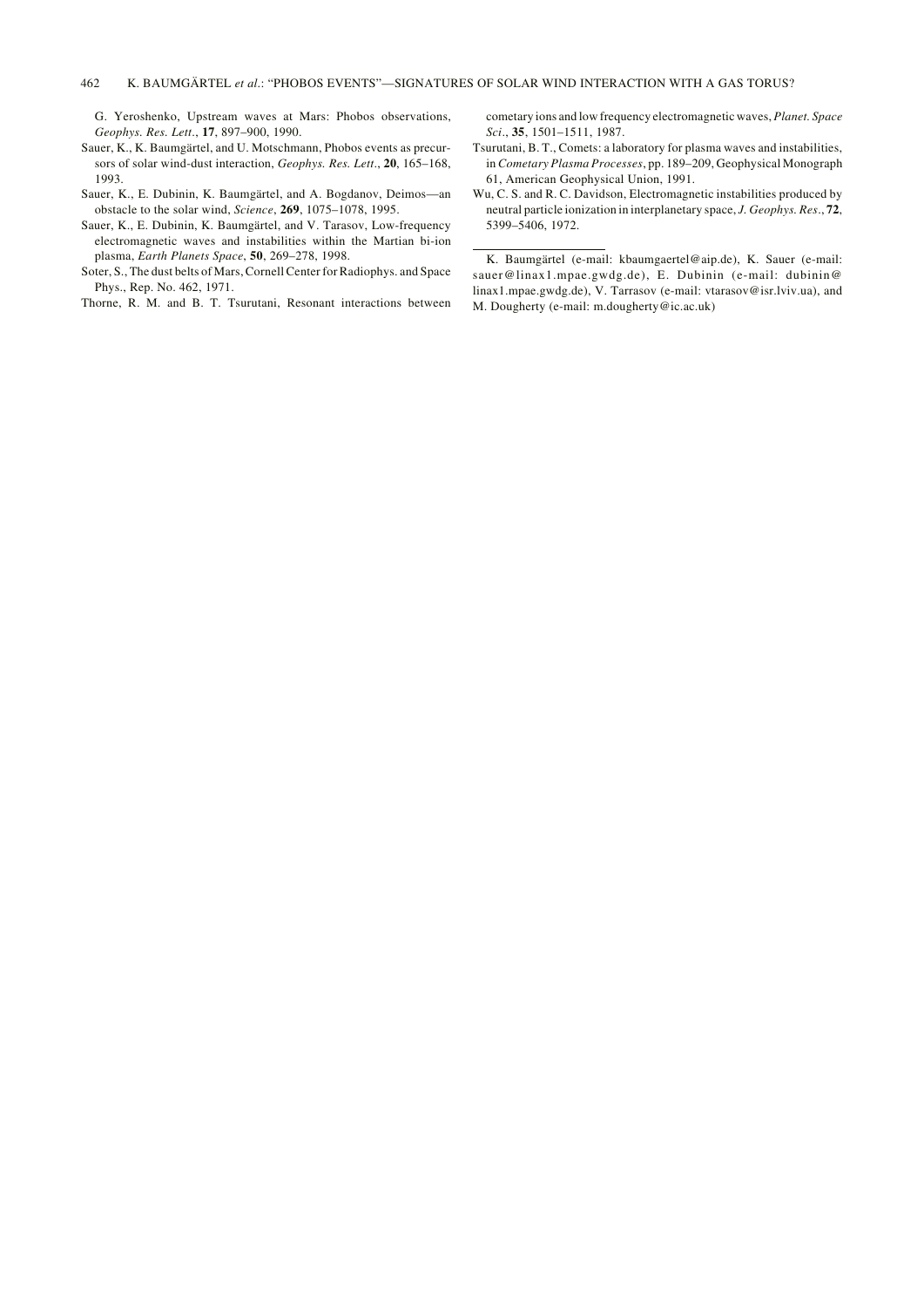G. Yeroshenko, Upstream waves at Mars: Phobos observations, *Geophys. Res. Lett.*, **17**, 897–900, 1990.

Sauer, K., K. Baumgärtel, and U. Motschmann, Phobos events as precursors of solar wind-dust interaction, *Geophys. Res. Lett.*, **20**, 165–168, 1993.

Sauer, K., E. Dubinin, K. Baumgärtel, and A. Bogdanov, Deimos—an obstacle to the solar wind, *Science*, **269**, 1075–1078, 1995.

Sauer, K., E. Dubinin, K. Baumgärtel, and V. Tarasov, Low-frequency electromagnetic waves and instabilities within the Martian bi-ion plasma, *Earth Planets Space*, **50**, 269–278, 1998.

Soter, S., The dust belts of Mars, Cornell Center for Radiophys. and Space Phys., Rep. No. 462, 1971.

Thorne, R. M. and B. T. Tsurutani, Resonant interactions between cometary ions and low frequency electromagnetic waves, *Planet. Space Sci.*, **35**, 1501–1511, 1987.

Tsurutani, B. T., Comets: a laboratory for plasma waves and instabilities, in *Cometary Plasma Processes*, pp. 189–209, Geophysical Monograph 61, American Geophysical Union, 1991.

Wu, C. S. and R. C. Davidson, Electromagnetic instabilities produced by neutral particle ionization in interplanetary space, *J. Geophys. Res.*, **72**, 5399–5406, 1972.

---

K. Baumgärtel (e-mail: kbaumgaertel@aip.de), K. Sauer (e-mail: sauer@linax1.mpae.gwdg.de), E. Dubinin (e-mail: dubinin@linax1.mpae.gwdg.de), V. Tarrasov (e-mail: vtarasov@isr.lviv.ua), and M. Dougherty (e-mail: m.dougherty@ic.ac.uk)